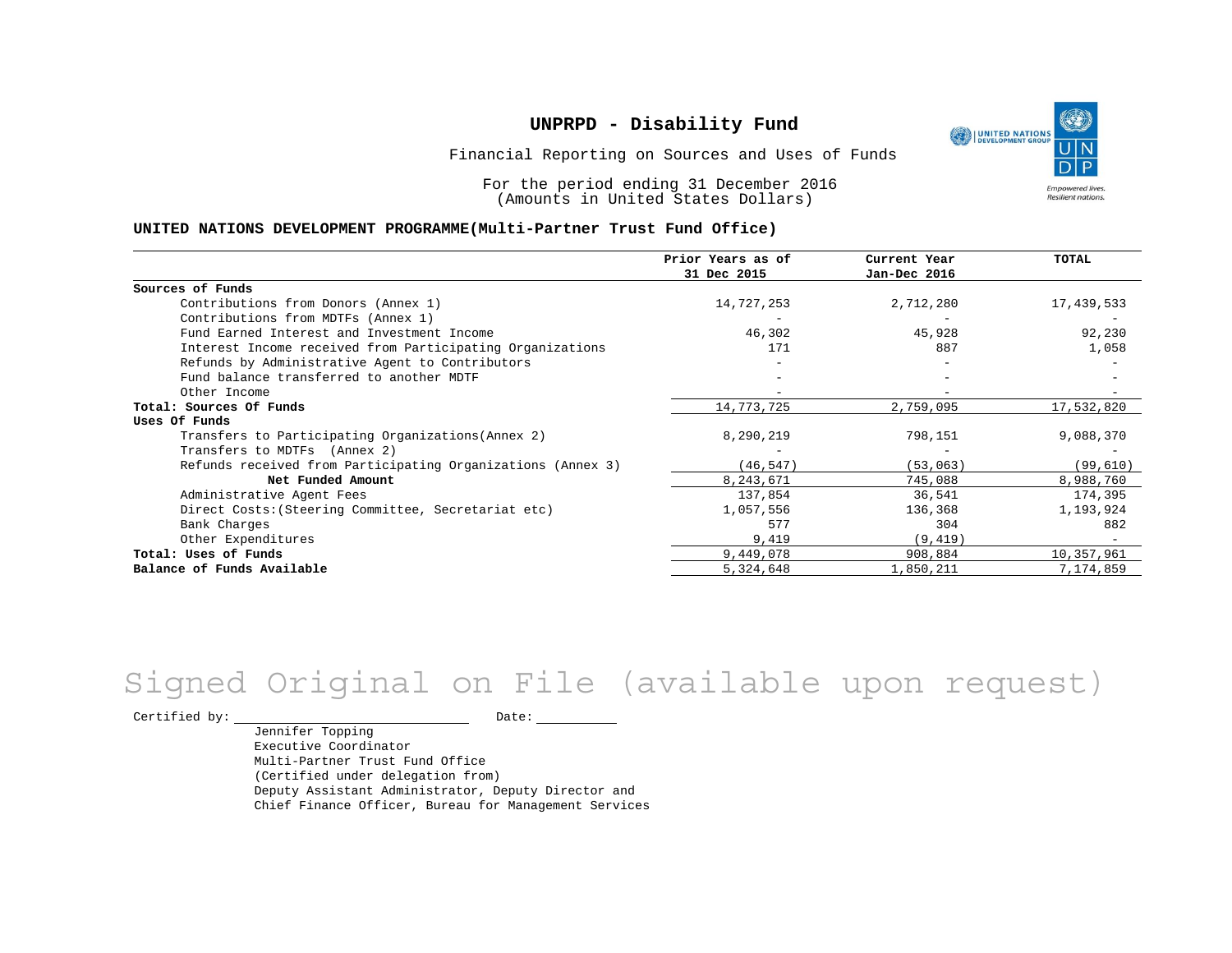# UNPRPD - Disability Fund

Financial Reporting on Sources and Uses of Funds

For the period ending 31 December 2016
(Amounts in United States Dollars)

## UNITED NATIONS DEVELOPMENT PROGRAMME(Multi-Partner Trust Fund Office)

| | Prior Years as of 31 Dec 2015 | Current Year Jan-Dec 2016 | TOTAL |
|---|---|---|---|
| **Sources of Funds** | | | |
| Contributions from Donors (Annex 1) | 14,727,253 | 2,712,280 | 17,439,533 |
| Contributions from MDTFs (Annex 1) | - | - | - |
| Fund Earned Interest and Investment Income | 46,302 | 45,928 | 92,230 |
| Interest Income received from Participating Organizations | 171 | 887 | 1,058 |
| Refunds by Administrative Agent to Contributors | - | - | - |
| Fund balance transferred to another MDTF | - | - | - |
| Other Income | - | - | - |
| **Total: Sources Of Funds** | 14,773,725 | 2,759,095 | 17,532,820 |
| **Uses Of Funds** | | | |
| Transfers to Participating Organizations(Annex 2) | 8,290,219 | 798,151 | 9,088,370 |
| Transfers to MDTFs (Annex 2) | - | - | - |
| Refunds received from Participating Organizations (Annex 3) | (46,547) | (53,063) | (99,610) |
| **Net Funded Amount** | 8,243,671 | 745,088 | 8,988,760 |
| Administrative Agent Fees | 137,854 | 36,541 | 174,395 |
| Direct Costs:(Steering Committee, Secretariat etc) | 1,057,556 | 136,368 | 1,193,924 |
| Bank Charges | 577 | 304 | 882 |
| Other Expenditures | 9,419 | (9,419) | - |
| **Total: Uses of Funds** | 9,449,078 | 908,884 | 10,357,961 |
| **Balance of Funds Available** | 5,324,648 | 1,850,211 | 7,174,859 |

Signed Original on File (available upon request)

Certified by: ____________________ Date: __________

Jennifer Topping
Executive Coordinator
Multi-Partner Trust Fund Office
(Certified under delegation from)
Deputy Assistant Administrator, Deputy Director and
Chief Finance Officer, Bureau for Management Services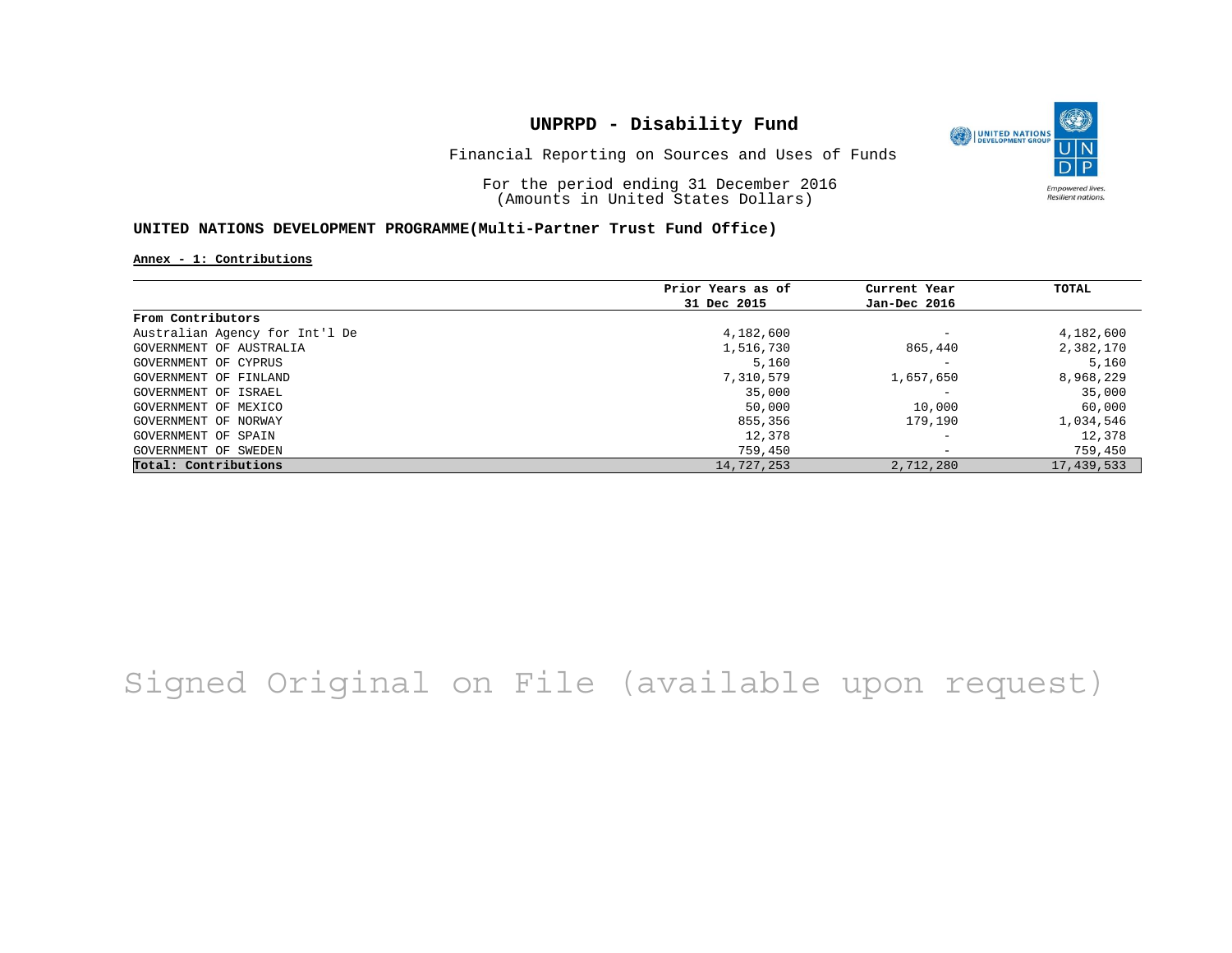# UNPRPD - Disability Fund

Financial Reporting on Sources and Uses of Funds

For the period ending 31 December 2016
(Amounts in United States Dollars)

## UNITED NATIONS DEVELOPMENT PROGRAMME(Multi-Partner Trust Fund Office)

**Annex - 1: Contributions**

| | Prior Years as of 31 Dec 2015 | Current Year Jan-Dec 2016 | TOTAL |
|---|---|---|---|
| **From Contributors** | | | |
| Australian Agency for Int'l De | 4,182,600 | - | 4,182,600 |
| GOVERNMENT OF AUSTRALIA | 1,516,730 | 865,440 | 2,382,170 |
| GOVERNMENT OF CYPRUS | 5,160 | - | 5,160 |
| GOVERNMENT OF FINLAND | 7,310,579 | 1,657,650 | 8,968,229 |
| GOVERNMENT OF ISRAEL | 35,000 | - | 35,000 |
| GOVERNMENT OF MEXICO | 50,000 | 10,000 | 60,000 |
| GOVERNMENT OF NORWAY | 855,356 | 179,190 | 1,034,546 |
| GOVERNMENT OF SPAIN | 12,378 | - | 12,378 |
| GOVERNMENT OF SWEDEN | 759,450 | - | 759,450 |
| **Total: Contributions** | 14,727,253 | 2,712,280 | 17,439,533 |

Signed Original on File (available upon request)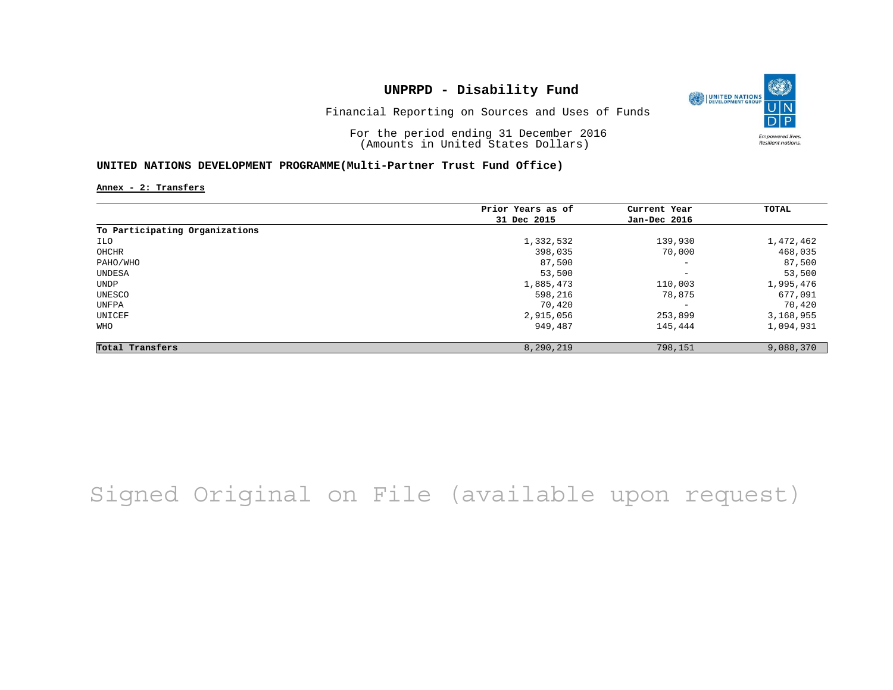# UNPRPD - Disability Fund

Financial Reporting on Sources and Uses of Funds

For the period ending 31 December 2016
(Amounts in United States Dollars)

## UNITED NATIONS DEVELOPMENT PROGRAMME(Multi-Partner Trust Fund Office)

**Annex - 2: Transfers**

| | Prior Years as of 31 Dec 2015 | Current Year Jan-Dec 2016 | TOTAL |
|---|---|---|---|
| **To Participating Organizations** | | | |
| ILO | 1,332,532 | 139,930 | 1,472,462 |
| OHCHR | 398,035 | 70,000 | 468,035 |
| PAHO/WHO | 87,500 | - | 87,500 |
| UNDESA | 53,500 | - | 53,500 |
| UNDP | 1,885,473 | 110,003 | 1,995,476 |
| UNESCO | 598,216 | 78,875 | 677,091 |
| UNFPA | 70,420 | - | 70,420 |
| UNICEF | 2,915,056 | 253,899 | 3,168,955 |
| WHO | 949,487 | 145,444 | 1,094,931 |
| **Total Transfers** | 8,290,219 | 798,151 | 9,088,370 |

Signed Original on File (available upon request)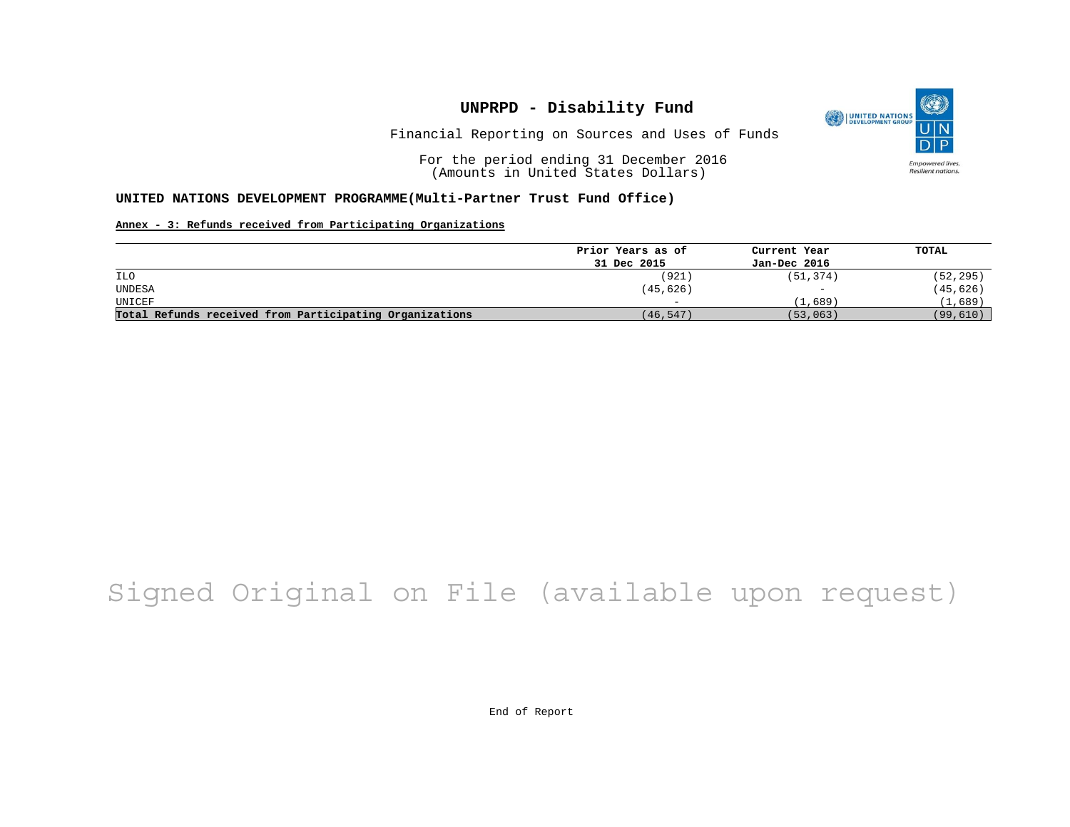# UNPRPD - Disability Fund

Financial Reporting on Sources and Uses of Funds

For the period ending 31 December 2016
(Amounts in United States Dollars)

## UNITED NATIONS DEVELOPMENT PROGRAMME(Multi-Partner Trust Fund Office)

**Annex - 3: Refunds received from Participating Organizations**

| | Prior Years as of 31 Dec 2015 | Current Year Jan-Dec 2016 | TOTAL |
|---|---|---|---|
| ILO | (921) | (51,374) | (52,295) |
| UNDESA | (45,626) | - | (45,626) |
| UNICEF | - | (1,689) | (1,689) |
| **Total Refunds received from Participating Organizations** | (46,547) | (53,063) | (99,610) |

Signed Original on File (available upon request)

End of Report